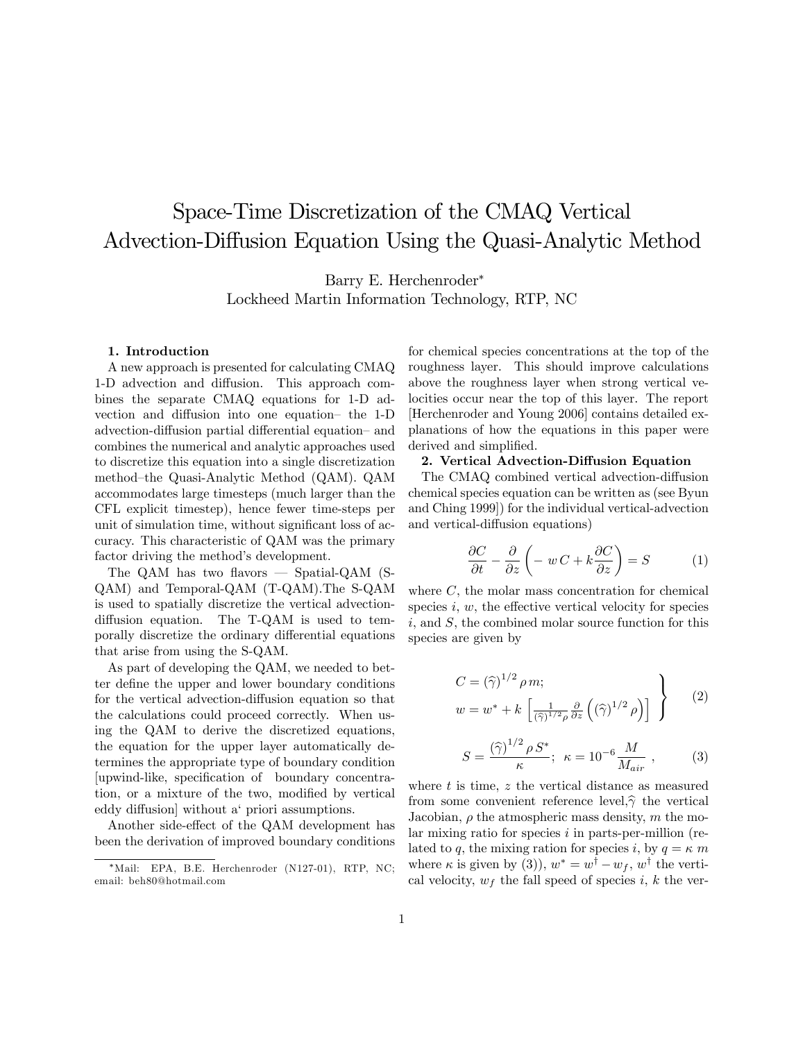# Space-Time Discretization of the CMAQ Vertical Advection-Diffusion Equation Using the Quasi-Analytic Method

Barry E. Herchenroder*
Lockheed Martin Information Technology, RTP, NC

## 1. Introduction

A new approach is presented for calculating CMAQ 1-D advection and diffusion. This approach combines the separate CMAQ equations for 1-D advection and diffusion into one equation– the 1-D advection-diffusion partial differential equation– and combines the numerical and analytic approaches used to discretize this equation into a single discretization method–the Quasi-Analytic Method (QAM). QAM accommodates large timesteps (much larger than the CFL explicit timestep), hence fewer time-steps per unit of simulation time, without significant loss of accuracy. This characteristic of QAM was the primary factor driving the method's development.

The QAM has two flavors — Spatial-QAM (S-QAM) and Temporal-QAM (T-QAM).The S-QAM is used to spatially discretize the vertical advection-diffusion equation. The T-QAM is used to temporally discretize the ordinary differential equations that arise from using the S-QAM.

As part of developing the QAM, we needed to better define the upper and lower boundary conditions for the vertical advection-diffusion equation so that the calculations could proceed correctly. When using the QAM to derive the discretized equations, the equation for the upper layer automatically determines the appropriate type of boundary condition [upwind-like, specification of boundary concentration, or a mixture of the two, modified by vertical eddy diffusion] without a' priori assumptions.

Another side-effect of the QAM development has been the derivation of improved boundary conditions for chemical species concentrations at the top of the roughness layer. This should improve calculations above the roughness layer when strong vertical velocities occur near the top of this layer. The report [Herchenroder and Young 2006] contains detailed explanations of how the equations in this paper were derived and simplified.

## 2. Vertical Advection-Diffusion Equation

The CMAQ combined vertical advection-diffusion chemical species equation can be written as (see Byun and Ching 1999]) for the individual vertical-advection and vertical-diffusion equations)

$$\frac{\partial C}{\partial t} - \frac{\partial}{\partial z}\left( -\, w\, C + k\frac{\partial C}{\partial z}\right) = S \qquad (1)$$

where $C$, the molar mass concentration for chemical species $i$, $w$, the effective vertical velocity for species $i$, and $S$, the combined molar source function for this species are given by

$$\left.\begin{aligned} &C = (\widehat{\gamma})^{1/2}\,\rho\, m; \\ &w = w^{*} + k\,\left[\frac{1}{(\widehat{\gamma})^{1/2}\rho}\frac{\partial}{\partial z}\left((\widehat{\gamma})^{1/2}\,\rho\right)\right] \end{aligned}\right\} \qquad (2)$$

$$S = \frac{(\widehat{\gamma})^{1/2}\,\rho\, S^{*}}{\kappa};\;\; \kappa = 10^{-6}\,\frac{M}{M_{air}}\;, \qquad (3)$$

where $t$ is time, $z$ the vertical distance as measured from some convenient reference level,$\widehat{\gamma}$ the vertical Jacobian, $\rho$ the atmospheric mass density, $m$ the molar mixing ratio for species $i$ in parts-per-million (related to $q$, the mixing ration for species $i$, by $q = \kappa\, m$ where $\kappa$ is given by (3)), $w^{*} = w^{\dagger} - w_f$, $w^{\dagger}$ the vertical velocity, $w_f$ the fall speed of species $i$, $k$ the ver-

*Mail: EPA, B.E. Herchenroder (N127-01), RTP, NC; email: beh80@hotmail.com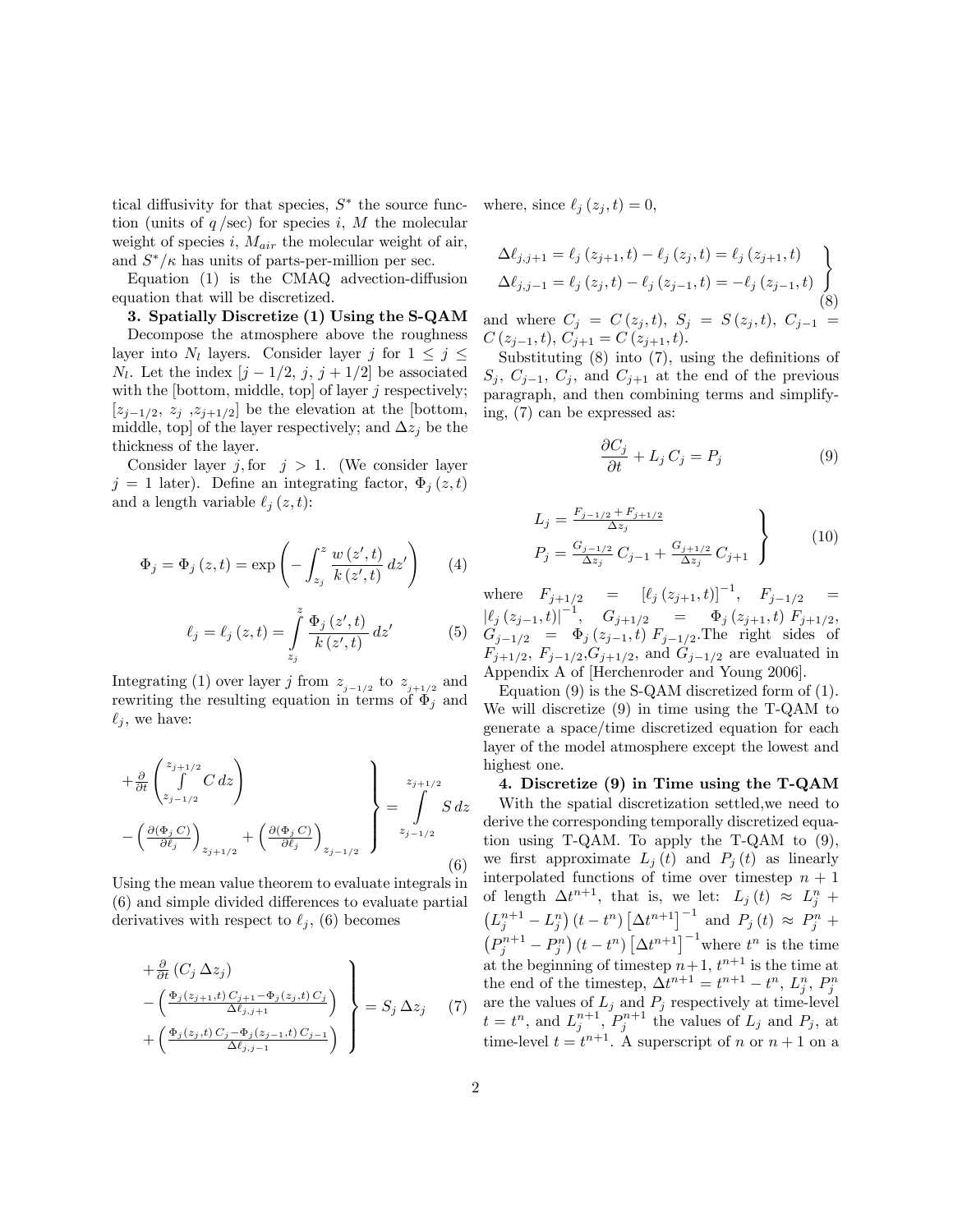tical diffusivity for that species, $S^*$ the source function (units of $q$ /sec) for species $i$, $M$ the molecular weight of species $i$, $M_{air}$ the molecular weight of air, and $S^*/\kappa$ has units of parts-per-million per sec.

Equation (1) is the CMAQ advection-diffusion equation that will be discretized.

**3. Spatially Discretize (1) Using the S-QAM**

Decompose the atmosphere above the roughness layer into $N_l$ layers. Consider layer $j$ for $1 \leq j \leq N_l$. Let the index $[j-1/2,\, j,\, j+1/2]$ be associated with the [bottom, middle, top] of layer $j$ respectively; $[z_{j-1/2},\ z_j\ , z_{j+1/2}]$ be the elevation at the [bottom, middle, top] of the layer respectively; and $\Delta z_j$ be the thickness of the layer.

Consider layer $j$, for $j > 1$. (We consider layer $j = 1$ later). Define an integrating factor, $\Phi_j(z,t)$ and a length variable $\ell_j(z,t)$:

$$\Phi_j = \Phi_j(z,t) = \exp\left( -\int_{z_j}^{z} \frac{w(z',t)}{k(z',t)}\, dz' \right) \tag{4}$$

$$\ell_j = \ell_j(z,t) = \int_{z_j}^{z} \frac{\Phi_j(z',t)}{k(z',t)}\, dz' \tag{5}$$

Integrating (1) over layer $j$ from $z_{j-1/2}$ to $z_{j+1/2}$ and rewriting the resulting equation in terms of $\Phi_j$ and $\ell_j$, we have:

$$\left. \begin{array}{l} +\frac{\partial}{\partial t}\left( \int\limits_{z_{j-1/2}}^{z_{j+1/2}} C\, dz \right) \\ -\left( \frac{\partial (\Phi_j\, C)}{\partial \ell_j} \right)_{z_{j+1/2}} + \left( \frac{\partial (\Phi_j\, C)}{\partial \ell_j} \right)_{z_{j-1/2}} \end{array} \right\} = \int\limits_{z_{j-1/2}}^{z_{j+1/2}} S\, dz \tag{6}$$

Using the mean value theorem to evaluate integrals in (6) and simple divided differences to evaluate partial derivatives with respect to $\ell_j$, (6) becomes

$$\left. \begin{array}{l} +\frac{\partial}{\partial t}(C_j\, \Delta z_j) \\ -\left( \frac{\Phi_j(z_{j+1},t)\, C_{j+1} - \Phi_j(z_j,t)\, C_j}{\Delta \ell_{j,j+1}} \right) \\ +\left( \frac{\Phi_j(z_j,t)\, C_j - \Phi_j(z_{j-1},t)\, C_{j-1}}{\Delta \ell_{j,j-1}} \right) \end{array} \right\} = S_j\, \Delta z_j \tag{7}$$

where, since $\ell_j(z_j,t) = 0$,

$$\left. \begin{array}{l} \Delta \ell_{j,j+1} = \ell_j(z_{j+1},t) - \ell_j(z_j,t) = \ell_j(z_{j+1},t) \\ \Delta \ell_{j,j-1} = \ell_j(z_j,t) - \ell_j(z_{j-1},t) = -\ell_j(z_{j-1},t) \end{array} \right\} \tag{8}$$

and where $C_j = C(z_j,t)$, $S_j = S(z_j,t)$, $C_{j-1} = C(z_{j-1},t)$, $C_{j+1} = C(z_{j+1},t)$.

Substituting (8) into (7), using the definitions of $S_j$, $C_{j-1}$, $C_j$, and $C_{j+1}$ at the end of the previous paragraph, and then combining terms and simplifying, (7) can be expressed as:

$$\frac{\partial C_j}{\partial t} + L_j\, C_j = P_j \tag{9}$$

$$\left. \begin{array}{l} L_j = \frac{F_{j-1/2} + F_{j+1/2}}{\Delta z_j} \\ P_j = \frac{G_{j-1/2}}{\Delta z_j}\, C_{j-1} + \frac{G_{j+1/2}}{\Delta z_j}\, C_{j+1} \end{array} \right\} \tag{10}$$

where $F_{j+1/2} = [\ell_j(z_{j+1},t)]^{-1}$, $F_{j-1/2} = |\ell_j(z_{j-1},t)|^{-1}$, $G_{j+1/2} = \Phi_j(z_{j+1},t)\, F_{j+1/2}$, $G_{j-1/2} = \Phi_j(z_{j-1},t)\, F_{j-1/2}$. The right sides of $F_{j+1/2}$, $F_{j-1/2}$, $G_{j+1/2}$, and $G_{j-1/2}$ are evaluated in Appendix A of [Herchenroder and Young 2006].

Equation (9) is the S-QAM discretized form of (1). We will discretize (9) in time using the T-QAM to generate a space/time discretized equation for each layer of the model atmosphere except the lowest and highest one.

**4. Discretize (9) in Time using the T-QAM**

With the spatial discretization settled,we need to derive the corresponding temporally discretized equation using T-QAM. To apply the T-QAM to (9), we first approximate $L_j(t)$ and $P_j(t)$ as linearly interpolated functions of time over timestep $n+1$ of length $\Delta t^{n+1}$, that is, we let: $L_j(t) \approx L_j^n + \left(L_j^{n+1} - L_j^n\right)(t - t^n)\left[\Delta t^{n+1}\right]^{-1}$ and $P_j(t) \approx P_j^n + \left(P_j^{n+1} - P_j^n\right)(t - t^n)\left[\Delta t^{n+1}\right]^{-1}$ where $t^n$ is the time at the beginning of timestep $n+1$, $t^{n+1}$ is the time at the end of the timestep, $\Delta t^{n+1} = t^{n+1} - t^n$, $L_j^n$, $P_j^n$ are the values of $L_j$ and $P_j$ respectively at time-level $t = t^n$, and $L_j^{n+1}$, $P_j^{n+1}$ the values of $L_j$ and $P_j$, at time-level $t = t^{n+1}$. A superscript of $n$ or $n+1$ on a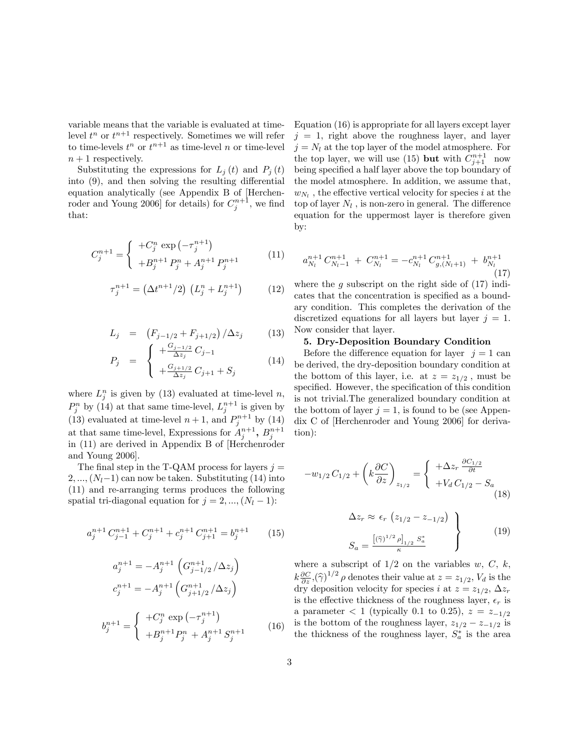variable means that the variable is evaluated at time-level $t^n$ or $t^{n+1}$ respectively. Sometimes we will refer to time-levels $t^n$ or $t^{n+1}$ as time-level $n$ or time-level $n+1$ respectively.

Substituting the expressions for $L_j(t)$ and $P_j(t)$ into (9), and then solving the resulting differential equation analytically (see Appendix B of [Herchenroder and Young 2006] for details) for $C_j^{n+1}$, we find that:

$$C_j^{n+1} = \left\{ \begin{array}{l} +C_j^n \exp\left(-\tau_j^{n+1}\right) \\ +B_j^{n+1} P_j^n + A_j^{n+1} P_j^{n+1} \end{array} \right. \tag{11}$$

$$\tau_j^{n+1} = \left(\Delta t^{n+1}/2\right) \left(L_j^n + L_j^{n+1}\right) \tag{12}$$

$$L_j = \left(F_{j-1/2} + F_{j+1/2}\right)/\Delta z_j \tag{13}$$

$$P_j = \left\{ \begin{array}{l} +\frac{G_{j-1/2}}{\Delta z_j} C_{j-1} \\ +\frac{G_{j+1/2}}{\Delta z_j} C_{j+1} + S_j \end{array} \right. \tag{14}$$

where $L_j^n$ is given by (13) evaluated at time-level $n$, $P_j^n$ by (14) at that same time-level, $L_j^{n+1}$ is given by (13) evaluated at time-level $n+1$, and $P_j^{n+1}$ by (14) at that same time-level, Expressions for $A_j^{n+1}$, $B_j^{n+1}$ in (11) are derived in Appendix B of [Herchenroder and Young 2006].

The final step in the T-QAM process for layers $j = 2, ..., (N_l - 1)$ can now be taken. Substituting (14) into (11) and re-arranging terms produces the following spatial tri-diagonal equation for $j = 2, ..., (N_l - 1)$:

$$a_j^{n+1} C_{j-1}^{n+1} + C_j^{n+1} + c_j^{n+1} C_{j+1}^{n+1} = b_j^{n+1} \tag{15}$$

$$a_j^{n+1} = -A_j^{n+1} \left(G_{j-1/2}^{n+1}/\Delta z_j\right)$$

$$c_j^{n+1} = -A_j^{n+1} \left(G_{j+1/2}^{n+1}/\Delta z_j\right)$$

$$b_j^{n+1} = \left\{ \begin{array}{l} +C_j^n \exp\left(-\tau_j^{n+1}\right) \\ +B_j^{n+1} P_j^n + A_j^{n+1} S_j^{n+1} \end{array} \right. \tag{16}$$

Equation (16) is appropriate for all layers except layer $j = 1$, right above the roughness layer, and layer $j = N_l$ at the top layer of the model atmosphere. For the top layer, we will use (15) **but** with $C_{j+1}^{n+1}$ now being specified a half layer above the top boundary of the model atmosphere. In addition, we assume that, $w_{N_l}$, the effective vertical velocity for species $i$ at the top of layer $N_l$, is non-zero in general. The difference equation for the uppermost layer is therefore given by:

$$a_{N_l}^{n+1} C_{N_l-1}^{n+1} + C_{N_l}^{n+1} = -c_{N_l}^{n+1} C_{g,(N_l+1)}^{n+1} + b_{N_l}^{n+1} \tag{17}$$

where the $g$ subscript on the right side of (17) indicates that the concentration is specified as a boundary condition. This completes the derivation of the discretized equations for all layers but layer $j = 1$. Now consider that layer.

**5. Dry-Deposition Boundary Condition**

Before the difference equation for layer $j = 1$ can be derived, the dry-deposition boundary condition at the bottom of this layer, i.e. at $z = z_{1/2}$, must be specified. However, the specification of this condition is not trivial.The generalized boundary condition at the bottom of layer $j = 1$, is found to be (see Appendix C of [Herchenroder and Young 2006] for derivation):

$$-w_{1/2} C_{1/2} + \left(k \frac{\partial C}{\partial z}\right)_{z_{1/2}} = \left\{ \begin{array}{l} +\Delta z_r \frac{\partial C_{1/2}}{\partial t} \\ +V_d C_{1/2} - S_a \end{array} \right. \tag{18}$$

$$\left. \begin{array}{l} \Delta z_r \approx \epsilon_r \left(z_{1/2} - z_{-1/2}\right) \\ S_a = \frac{\left[(\widehat{\gamma})^{1/2} \rho\right]_{1/2} S_a^*}{\kappa} \end{array} \right\} \tag{19}$$

where a subscript of $1/2$ on the variables $w$, $C$, $k$, $k\frac{\partial C}{\partial z}$, $(\widehat{\gamma})^{1/2} \rho$ denotes their value at $z = z_{1/2}$, $V_d$ is the dry deposition velocity for species $i$ at $z = z_{1/2}$, $\Delta z_r$ is the effective thickness of the roughness layer, $\epsilon_r$ is a parameter $< 1$ (typically 0.1 to 0.25), $z = z_{-1/2}$ is the bottom of the roughness layer, $z_{1/2} - z_{-1/2}$ is the thickness of the roughness layer, $S_a^*$ is the area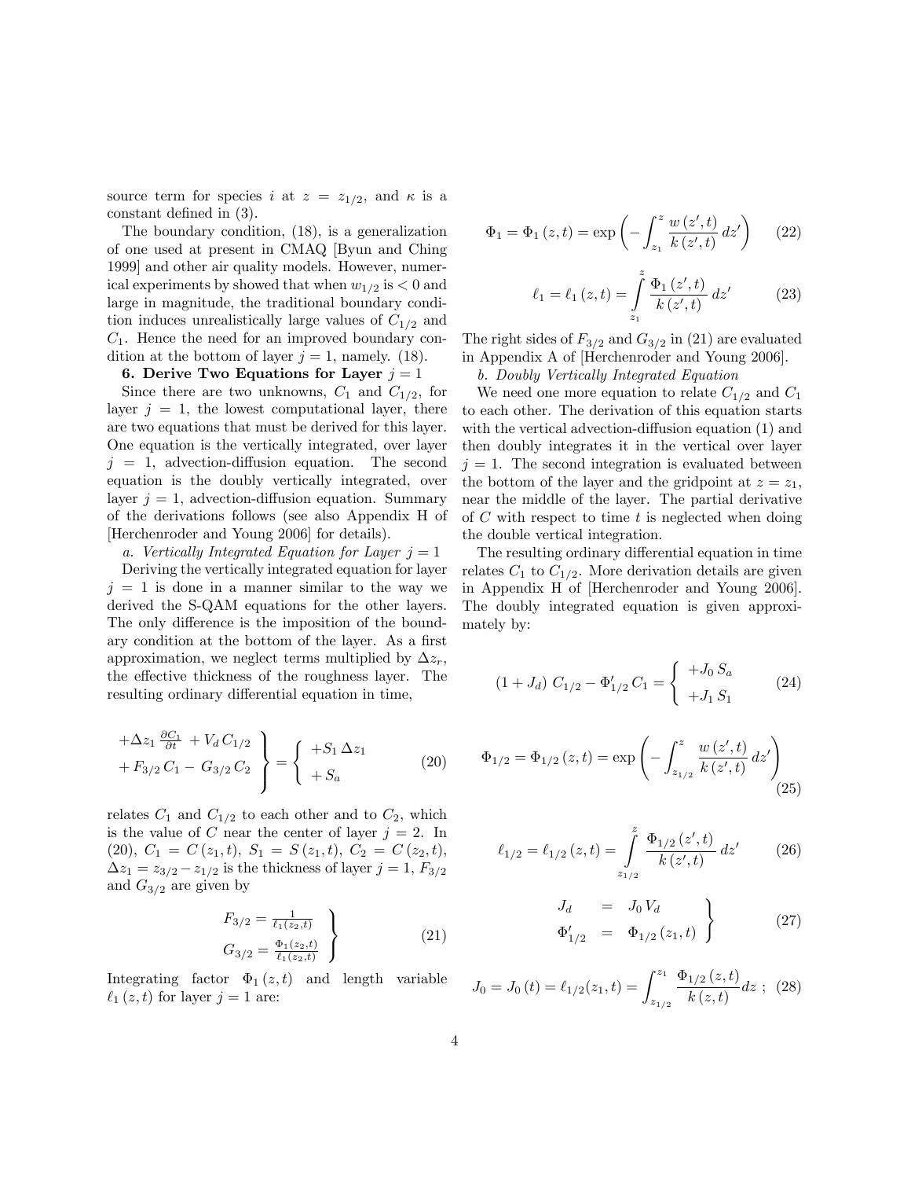source term for species $i$ at $z = z_{1/2}$, and $\kappa$ is a constant defined in (3).

The boundary condition, (18), is a generalization of one used at present in CMAQ [Byun and Ching 1999] and other air quality models. However, numerical experiments by showed that when $w_{1/2}$ is $< 0$ and large in magnitude, the traditional boundary condition induces unrealistically large values of $C_{1/2}$ and $C_1$. Hence the need for an improved boundary condition at the bottom of layer $j = 1$, namely. (18).

**6. Derive Two Equations for Layer $j = 1$**

Since there are two unknowns, $C_1$ and $C_{1/2}$, for layer $j = 1$, the lowest computational layer, there are two equations that must be derived for this layer. One equation is the vertically integrated, over layer $j = 1$, advection-diffusion equation. The second equation is the doubly vertically integrated, over layer $j = 1$, advection-diffusion equation. Summary of the derivations follows (see also Appendix H of [Herchenroder and Young 2006] for details).

*a. Vertically Integrated Equation for Layer $j = 1$*

Deriving the vertically integrated equation for layer $j = 1$ is done in a manner similar to the way we derived the S-QAM equations for the other layers. The only difference is the imposition of the boundary condition at the bottom of the layer. As a first approximation, we neglect terms multiplied by $\Delta z_r$, the effective thickness of the roughness layer. The resulting ordinary differential equation in time,

$$\left.\begin{array}{l} +\Delta z_1 \frac{\partial C_1}{\partial t} + V_d\, C_{1/2} \\ + F_{3/2}\, C_1 - G_{3/2}\, C_2 \end{array}\right\} = \left\{\begin{array}{l} +S_1\, \Delta z_1 \\ + S_a \end{array}\right. \tag{20}$$

relates $C_1$ and $C_{1/2}$ to each other and to $C_2$, which is the value of $C$ near the center of layer $j = 2$. In (20), $C_1 = C(z_1, t)$, $S_1 = S(z_1, t)$, $C_2 = C(z_2, t)$, $\Delta z_1 = z_{3/2} - z_{1/2}$ is the thickness of layer $j = 1$, $F_{3/2}$ and $G_{3/2}$ are given by

$$\left.\begin{array}{l} F_{3/2} = \frac{1}{\ell_1(z_2,t)} \\ G_{3/2} = \frac{\Phi_1(z_2,t)}{\ell_1(z_2,t)} \end{array}\right\} \tag{21}$$

Integrating factor $\Phi_1(z,t)$ and length variable $\ell_1(z,t)$ for layer $j = 1$ are:

$$\Phi_1 = \Phi_1(z,t) = \exp\left(-\int_{z_1}^{z} \frac{w(z',t)}{k(z',t)}\, dz'\right) \tag{22}$$

$$\ell_1 = \ell_1(z,t) = \int_{z_1}^{z} \frac{\Phi_1(z',t)}{k(z',t)}\, dz' \tag{23}$$

The right sides of $F_{3/2}$ and $G_{3/2}$ in (21) are evaluated in Appendix A of [Herchenroder and Young 2006].

*b. Doubly Vertically Integrated Equation*

We need one more equation to relate $C_{1/2}$ and $C_1$ to each other. The derivation of this equation starts with the vertical advection-diffusion equation (1) and then doubly integrates it in the vertical over layer $j = 1$. The second integration is evaluated between the bottom of the layer and the gridpoint at $z = z_1$, near the middle of the layer. The partial derivative of $C$ with respect to time $t$ is neglected when doing the double vertical integration.

The resulting ordinary differential equation in time relates $C_1$ to $C_{1/2}$. More derivation details are given in Appendix H of [Herchenroder and Young 2006]. The doubly integrated equation is given approximately by:

$$(1 + J_d)\, C_{1/2} - \Phi'_{1/2}\, C_1 = \left\{\begin{array}{l} +J_0\, S_a \\ +J_1\, S_1 \end{array}\right. \tag{24}$$

$$\Phi_{1/2} = \Phi_{1/2}(z,t) = \exp\left(-\int_{z_{1/2}}^{z} \frac{w(z',t)}{k(z',t)}\, dz'\right) \tag{25}$$

$$\ell_{1/2} = \ell_{1/2}(z,t) = \int_{z_{1/2}}^{z} \frac{\Phi_{1/2}(z',t)}{k(z',t)}\, dz' \tag{26}$$

$$\left.\begin{array}{rcl} J_d & = & J_0\, V_d \\ \Phi'_{1/2} & = & \Phi_{1/2}(z_1, t) \end{array}\right\} \tag{27}$$

$$J_0 = J_0(t) = \ell_{1/2}(z_1, t) = \int_{z_{1/2}}^{z_1} \frac{\Phi_{1/2}(z,t)}{k(z,t)} dz \ ; \tag{28}$$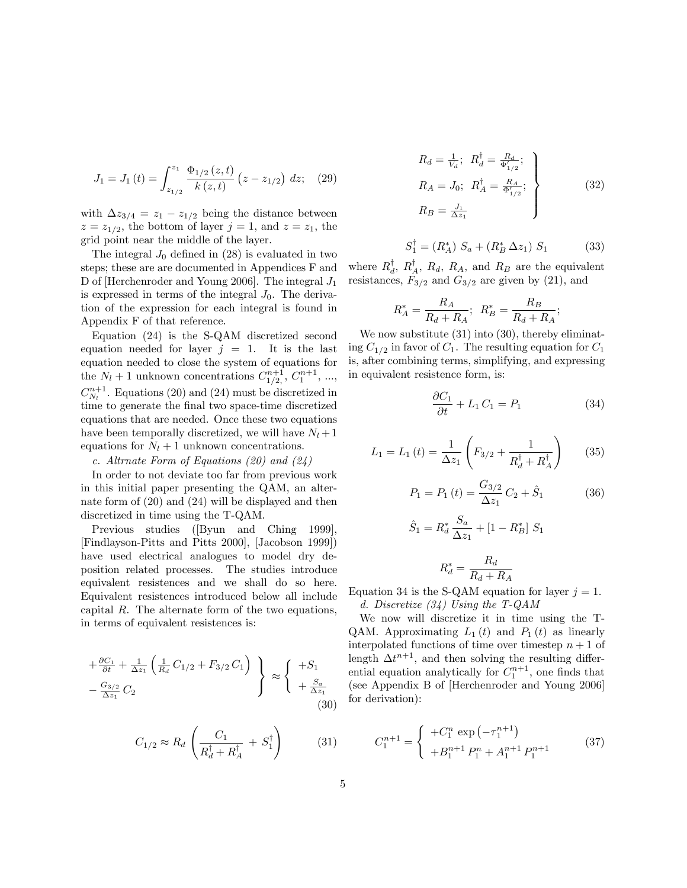$$J_1 = J_1(t) = \int_{z_{1/2}}^{z_1} \frac{\Phi_{1/2}(z,t)}{k(z,t)} \left(z - z_{1/2}\right)\, dz; \quad (29)$$

with $\Delta z_{3/4} = z_1 - z_{1/2}$ being the distance between $z = z_{1/2}$, the bottom of layer $j = 1$, and $z = z_1$, the grid point near the middle of the layer.

The integral $J_0$ defined in (28) is evaluated in two steps; these are are documented in Appendices F and D of [Herchenroder and Young 2006]. The integral $J_1$ is expressed in terms of the integral $J_0$. The derivation of the expression for each integral is found in Appendix F of that reference.

Equation (24) is the S-QAM discretized second equation needed for layer $j = 1$. It is the last equation needed to close the system of equations for the $N_l + 1$ unknown concentrations $C_{1/2}^{n+1}$, $C_1^{n+1}$, ..., $C_{N_l}^{n+1}$. Equations (20) and (24) must be discretized in time to generate the final two space-time discretized equations that are needed. Once these two equations have been temporally discretized, we will have $N_l + 1$ equations for $N_l + 1$ unknown concentrations.

*c. Altrnate Form of Equations (20) and (24)*

In order to not deviate too far from previous work in this initial paper presenting the QAM, an alternate form of (20) and (24) will be displayed and then discretized in time using the T-QAM.

Previous studies ([Byun and Ching 1999], [Findlayson-Pitts and Pitts 2000], [Jacobson 1999]) have used electrical analogues to model dry deposition related processes. The studies introduce equivalent resistences and we shall do so here. Equivalent resistences introduced below all include capital $R$. The alternate form of the two equations, in terms of equivalent resistences is:

$$\left.\begin{array}{l} +\frac{\partial C_1}{\partial t} + \frac{1}{\Delta z_1}\left(\frac{1}{R_d}\, C_{1/2} + F_{3/2}\, C_1\right) \\ -\frac{G_{3/2}}{\Delta z_1}\, C_2 \end{array}\right\} \approx \left\{\begin{array}{l} +S_1 \\ +\frac{S_a}{\Delta z_1} \end{array}\right. \quad (30)$$

$$C_{1/2} \approx R_d \left(\frac{C_1}{R_d^\dagger + R_A^\dagger} + S_1^\dagger\right) \quad (31)$$

$$\left.\begin{array}{l} R_d = \frac{1}{V_d};\ \ R_d^\dagger = \frac{R_d}{\Phi'_{1/2}}; \\ R_A = J_0;\ \ R_A^\dagger = \frac{R_A}{\Phi'_{1/2}}; \\ R_B = \frac{J_1}{\Delta z_1} \end{array}\right\} \quad (32)$$

$$S_1^\dagger = (R_A^*)\, S_a + (R_B^*\, \Delta z_1)\, S_1 \quad (33)$$

where $R_d^\dagger$, $R_A^\dagger$, $R_d$, $R_A$, and $R_B$ are the equivalent resistances, $F_{3/2}$ and $G_{3/2}$ are given by (21), and

$$R_A^* = \frac{R_A}{R_d + R_A};\ \ R_B^* = \frac{R_B}{R_d + R_A};$$

We now substitute (31) into (30), thereby eliminating $C_{1/2}$ in favor of $C_1$. The resulting equation for $C_1$ is, after combining terms, simplifying, and expressing in equivalent resistence form, is:

$$\frac{\partial C_1}{\partial t} + L_1\, C_1 = P_1 \quad (34)$$

$$L_1 = L_1(t) = \frac{1}{\Delta z_1}\left(F_{3/2} + \frac{1}{R_d^\dagger + R_A^\dagger}\right) \quad (35)$$

$$P_1 = P_1(t) = \frac{G_{3/2}}{\Delta z_1}\, C_2 + \hat{S}_1 \quad (36)$$

$$\hat{S}_1 = R_d^* \frac{S_a}{\Delta z_1} + \left[1 - R_B^*\right] S_1$$

$$R_d^* = \frac{R_d}{R_d + R_A}$$

Equation 34 is the S-QAM equation for layer $j = 1$.

*d. Discretize (34) Using the T-QAM*

We now will discretize it in time using the T-QAM. Approximating $L_1(t)$ and $P_1(t)$ as linearly interpolated functions of time over timestep $n + 1$ of length $\Delta t^{n+1}$, and then solving the resulting differential equation analytically for $C_1^{n+1}$, one finds that (see Appendix B of [Herchenroder and Young 2006] for derivation):

$$C_1^{n+1} = \left\{\begin{array}{l} +C_1^n \exp\left(-\tau_1^{n+1}\right) \\ +B_1^{n+1}\, P_1^n + A_1^{n+1}\, P_1^{n+1} \end{array}\right. \quad (37)$$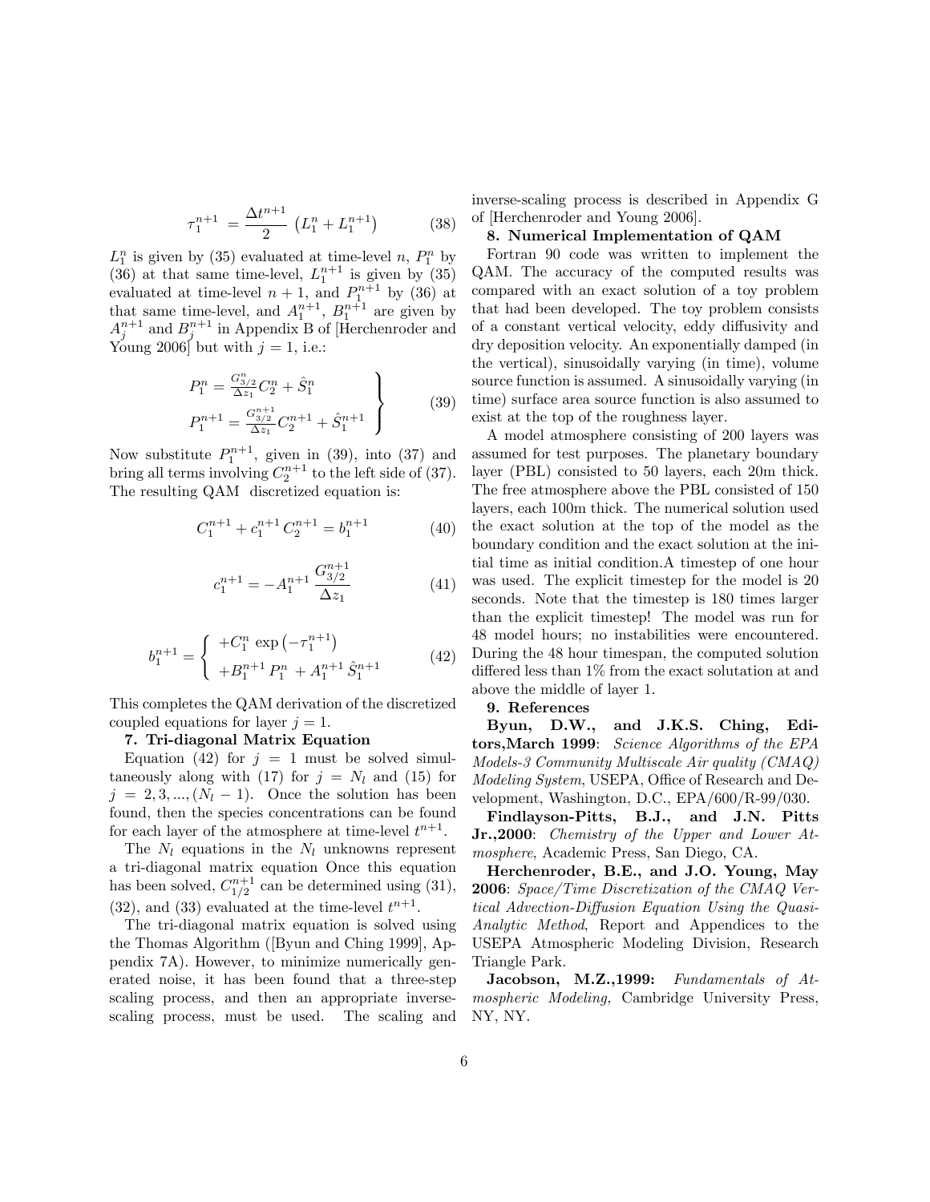$$\tau_1^{n+1} = \frac{\Delta t^{n+1}}{2}\left(L_1^n + L_1^{n+1}\right) \tag{38}$$

$L_1^n$ is given by (35) evaluated at time-level $n$, $P_1^n$ by (36) at that same time-level, $L_1^{n+1}$ is given by (35) evaluated at time-level $n+1$, and $P_1^{n+1}$ by (36) at that same time-level, and $A_1^{n+1}$, $B_1^{n+1}$ are given by $A_j^{n+1}$ and $B_j^{n+1}$ in Appendix B of [Herchenroder and Young 2006] but with $j = 1$, i.e.:

$$\left.\begin{array}{l} P_1^n = \frac{G_{3/2}^n}{\Delta z_1} C_2^n + \hat{S}_1^n \\ P_1^{n+1} = \frac{G_{3/2}^{n+1}}{\Delta z_1} C_2^{n+1} + \hat{S}_1^{n+1} \end{array}\right\} \tag{39}$$

Now substitute $P_1^{n+1}$, given in (39), into (37) and bring all terms involving $C_2^{n+1}$ to the left side of (37). The resulting QAM discretized equation is:

$$C_1^{n+1} + c_1^{n+1}\, C_2^{n+1} = b_1^{n+1} \tag{40}$$

$$c_1^{n+1} = -A_1^{n+1}\,\frac{G_{3/2}^{n+1}}{\Delta z_1} \tag{41}$$

$$b_1^{n+1} = \left\{\begin{array}{l} +C_1^n\, \exp\left(-\tau_1^{n+1}\right) \\ +B_1^{n+1}\, P_1^n + A_1^{n+1}\, \hat{S}_1^{n+1} \end{array}\right. \tag{42}$$

This completes the QAM derivation of the discretized coupled equations for layer $j = 1$.

## 7. Tri-diagonal Matrix Equation

Equation (42) for $j = 1$ must be solved simultaneously along with (17) for $j = N_l$ and (15) for $j = 2, 3, ..., (N_l - 1)$. Once the solution has been found, then the species concentrations can be found for each layer of the atmosphere at time-level $t^{n+1}$.

The $N_l$ equations in the $N_l$ unknowns represent a tri-diagonal matrix equation Once this equation has been solved, $C_{1/2}^{n+1}$ can be determined using (31), (32), and (33) evaluated at the time-level $t^{n+1}$.

The tri-diagonal matrix equation is solved using the Thomas Algorithm ([Byun and Ching 1999], Appendix 7A). However, to minimize numerically generated noise, it has been found that a three-step scaling process, and then an appropriate inverse-scaling process, must be used. The scaling and inverse-scaling process is described in Appendix G of [Herchenroder and Young 2006].

## 8. Numerical Implementation of QAM

Fortran 90 code was written to implement the QAM. The accuracy of the computed results was compared with an exact solution of a toy problem that had been developed. The toy problem consists of a constant vertical velocity, eddy diffusivity and dry deposition velocity. An exponentially damped (in the vertical), sinusoidally varying (in time), volume source function is assumed. A sinusoidally varying (in time) surface area source function is also assumed to exist at the top of the roughness layer.

A model atmosphere consisting of 200 layers was assumed for test purposes. The planetary boundary layer (PBL) consisted to 50 layers, each 20m thick. The free atmosphere above the PBL consisted of 150 layers, each 100m thick. The numerical solution used the exact solution at the top of the model as the boundary condition and the exact solution at the initial time as initial condition.A timestep of one hour was used. The explicit timestep for the model is 20 seconds. Note that the timestep is 180 times larger than the explicit timestep! The model was run for 48 model hours; no instabilities were encountered. During the 48 hour timespan, the computed solution differed less than 1% from the exact solutation at and above the middle of layer 1.

## 9. References

**Byun, D.W., and J.K.S. Ching, Editors,March 1999**: *Science Algorithms of the EPA Models-3 Community Multiscale Air quality (CMAQ) Modeling System*, USEPA, Office of Research and Development, Washington, D.C., EPA/600/R-99/030.

**Findlayson-Pitts, B.J., and J.N. Pitts Jr.,2000**: *Chemistry of the Upper and Lower Atmosphere*, Academic Press, San Diego, CA.

**Herchenroder, B.E., and J.O. Young, May 2006**: *Space/Time Discretization of the CMAQ Vertical Advection-Diffusion Equation Using the Quasi-Analytic Method*, Report and Appendices to the USEPA Atmospheric Modeling Division, Research Triangle Park.

**Jacobson, M.Z.,1999:** *Fundamentals of Atmospheric Modeling,* Cambridge University Press, NY, NY.